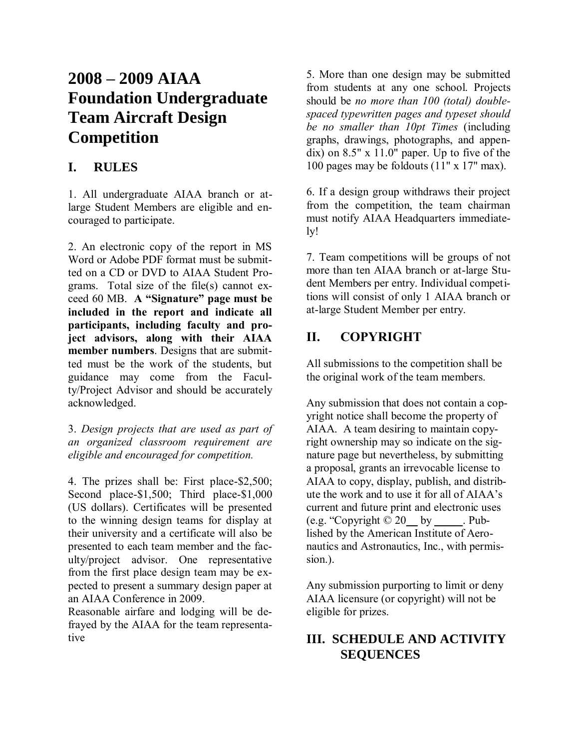# 2008 – 2009 AIAA Foundation Undergraduate Team Aircraft Design Competition

## I. RULES

1. All undergraduate AIAA branch or at-large Student Members are eligible and encouraged to participate.

2. An electronic copy of the report in MS Word or Adobe PDF format must be submitted on a CD or DVD to AIAA Student Programs. Total size of the file(s) cannot exceed 60 MB. **A "Signature" page must be included in the report and indicate all participants, including faculty and project advisors, along with their AIAA member numbers**. Designs that are submitted must be the work of the students, but guidance may come from the Faculty/Project Advisor and should be accurately acknowledged.

3. *Design projects that are used as part of an organized classroom requirement are eligible and encouraged for competition.*

4. The prizes shall be: First place-$2,500; Second place-$1,500; Third place-$1,000 (US dollars). Certificates will be presented to the winning design teams for display at their university and a certificate will also be presented to each team member and the faculty/project advisor. One representative from the first place design team may be expected to present a summary design paper at an AIAA Conference in 2009.
Reasonable airfare and lodging will be defrayed by the AIAA for the team representative

5. More than one design may be submitted from students at any one school. Projects should be *no more than 100 (total) double-spaced typewritten pages and typeset should be no smaller than 10pt Times* (including graphs, drawings, photographs, and appendix) on 8.5" x 11.0" paper. Up to five of the 100 pages may be foldouts (11" x 17" max).

6. If a design group withdraws their project from the competition, the team chairman must notify AIAA Headquarters immediately!

7. Team competitions will be groups of not more than ten AIAA branch or at-large Student Members per entry. Individual competitions will consist of only 1 AIAA branch or at-large Student Member per entry.

## II. COPYRIGHT

All submissions to the competition shall be the original work of the team members.

Any submission that does not contain a copyright notice shall become the property of AIAA. A team desiring to maintain copyright ownership may so indicate on the signature page but nevertheless, by submitting a proposal, grants an irrevocable license to AIAA to copy, display, publish, and distribute the work and to use it for all of AIAA's current and future print and electronic uses (e.g. "Copyright © 20__ by _____. Published by the American Institute of Aeronautics and Astronautics, Inc., with permission.).

Any submission purporting to limit or deny AIAA licensure (or copyright) will not be eligible for prizes.

## III. SCHEDULE AND ACTIVITY SEQUENCES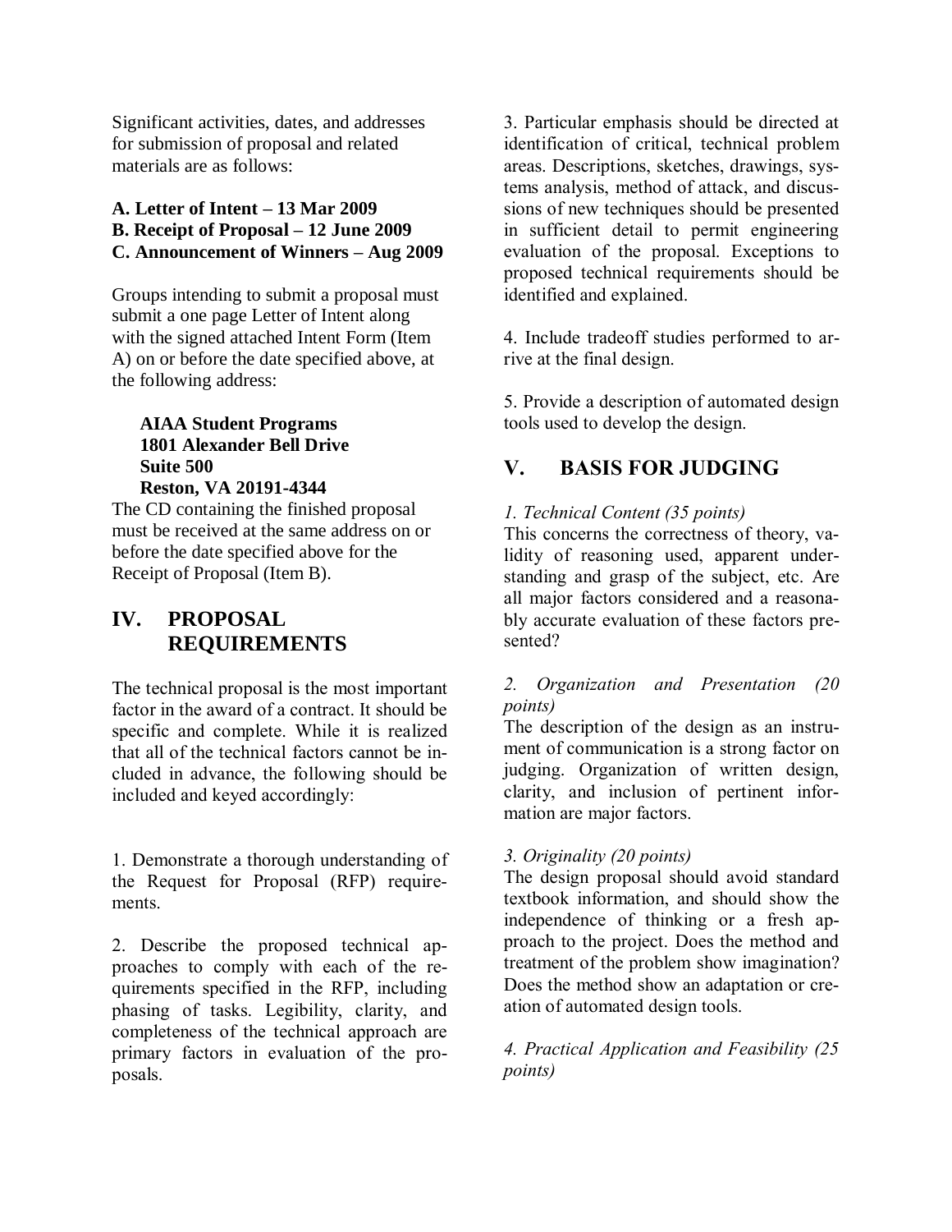Significant activities, dates, and addresses for submission of proposal and related materials are as follows:

**A. Letter of Intent – 13 Mar 2009**
**B. Receipt of Proposal – 12 June 2009**
**C. Announcement of Winners – Aug 2009**

Groups intending to submit a proposal must submit a one page Letter of Intent along with the signed attached Intent Form (Item A) on or before the date specified above, at the following address:

**AIAA Student Programs**
**1801 Alexander Bell Drive**
**Suite 500**
**Reston, VA 20191-4344**

The CD containing the finished proposal must be received at the same address on or before the date specified above for the Receipt of Proposal (Item B).

## IV. PROPOSAL REQUIREMENTS

The technical proposal is the most important factor in the award of a contract. It should be specific and complete. While it is realized that all of the technical factors cannot be included in advance, the following should be included and keyed accordingly:

1. Demonstrate a thorough understanding of the Request for Proposal (RFP) requirements.

2. Describe the proposed technical approaches to comply with each of the requirements specified in the RFP, including phasing of tasks. Legibility, clarity, and completeness of the technical approach are primary factors in evaluation of the proposals.

3. Particular emphasis should be directed at identification of critical, technical problem areas. Descriptions, sketches, drawings, systems analysis, method of attack, and discussions of new techniques should be presented in sufficient detail to permit engineering evaluation of the proposal. Exceptions to proposed technical requirements should be identified and explained.

4. Include tradeoff studies performed to arrive at the final design.

5. Provide a description of automated design tools used to develop the design.

## V. BASIS FOR JUDGING

*1. Technical Content (35 points)*
This concerns the correctness of theory, validity of reasoning used, apparent understanding and grasp of the subject, etc. Are all major factors considered and a reasonably accurate evaluation of these factors presented?

*2. Organization and Presentation (20 points)*
The description of the design as an instrument of communication is a strong factor on judging. Organization of written design, clarity, and inclusion of pertinent information are major factors.

*3. Originality (20 points)*
The design proposal should avoid standard textbook information, and should show the independence of thinking or a fresh approach to the project. Does the method and treatment of the problem show imagination? Does the method show an adaptation or creation of automated design tools.

*4. Practical Application and Feasibility (25 points)*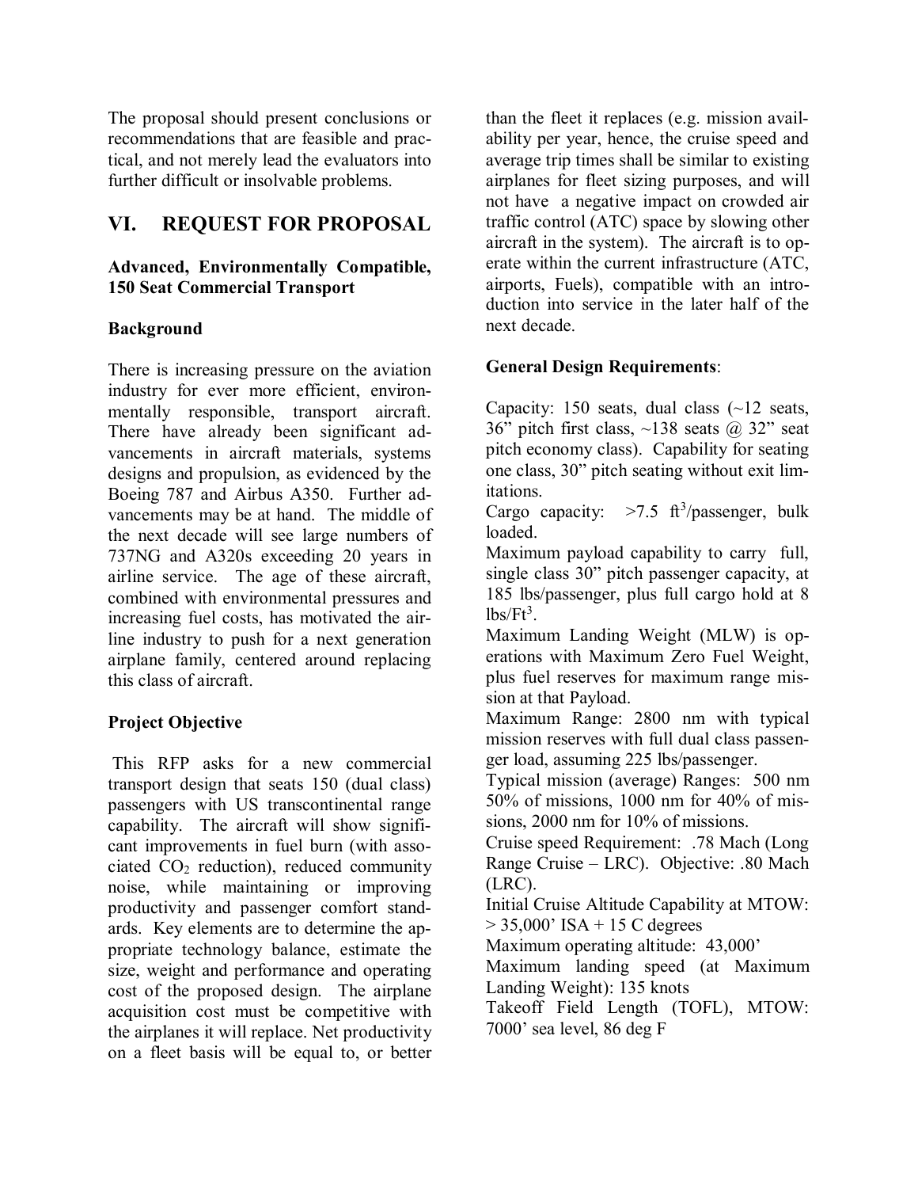The proposal should present conclusions or recommendations that are feasible and practical, and not merely lead the evaluators into further difficult or insolvable problems.

## VI. REQUEST FOR PROPOSAL

**Advanced, Environmentally Compatible, 150 Seat Commercial Transport**

**Background**

There is increasing pressure on the aviation industry for ever more efficient, environmentally responsible, transport aircraft. There have already been significant advancements in aircraft materials, systems designs and propulsion, as evidenced by the Boeing 787 and Airbus A350. Further advancements may be at hand. The middle of the next decade will see large numbers of 737NG and A320s exceeding 20 years in airline service. The age of these aircraft, combined with environmental pressures and increasing fuel costs, has motivated the airline industry to push for a next generation airplane family, centered around replacing this class of aircraft.

**Project Objective**

This RFP asks for a new commercial transport design that seats 150 (dual class) passengers with US transcontinental range capability. The aircraft will show significant improvements in fuel burn (with associated $CO_2$ reduction), reduced community noise, while maintaining or improving productivity and passenger comfort standards. Key elements are to determine the appropriate technology balance, estimate the size, weight and performance and operating cost of the proposed design. The airplane acquisition cost must be competitive with the airplanes it will replace. Net productivity on a fleet basis will be equal to, or better than the fleet it replaces (e.g. mission availability per year, hence, the cruise speed and average trip times shall be similar to existing airplanes for fleet sizing purposes, and will not have a negative impact on crowded air traffic control (ATC) space by slowing other aircraft in the system). The aircraft is to operate within the current infrastructure (ATC, airports, Fuels), compatible with an introduction into service in the later half of the next decade.

**General Design Requirements**:

Capacity: 150 seats, dual class (~12 seats, 36" pitch first class, ~138 seats @ 32" seat pitch economy class). Capability for seating one class, 30" pitch seating without exit limitations.

Cargo capacity: >7.5 $ft^3$/passenger, bulk loaded.

Maximum payload capability to carry full, single class 30" pitch passenger capacity, at 185 lbs/passenger, plus full cargo hold at 8 $lbs/Ft^3$.

Maximum Landing Weight (MLW) is operations with Maximum Zero Fuel Weight, plus fuel reserves for maximum range mission at that Payload.

Maximum Range: 2800 nm with typical mission reserves with full dual class passenger load, assuming 225 lbs/passenger.

Typical mission (average) Ranges: 500 nm 50% of missions, 1000 nm for 40% of missions, 2000 nm for 10% of missions.

Cruise speed Requirement: .78 Mach (Long Range Cruise – LRC). Objective: .80 Mach (LRC).

Initial Cruise Altitude Capability at MTOW: > 35,000' ISA + 15 C degrees

Maximum operating altitude: 43,000'

Maximum landing speed (at Maximum Landing Weight): 135 knots

Takeoff Field Length (TOFL), MTOW: 7000' sea level, 86 deg F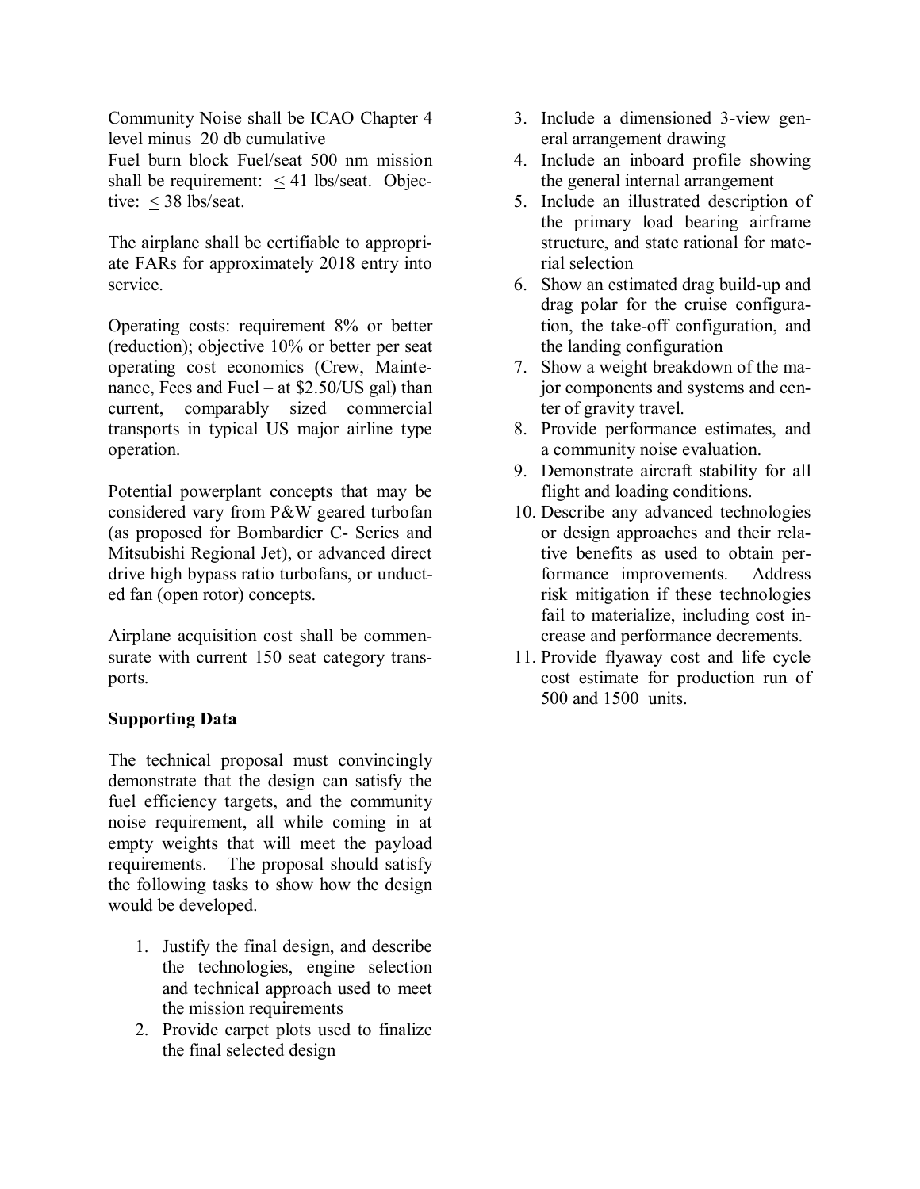Community Noise shall be ICAO Chapter 4 level minus 20 db cumulative
Fuel burn block Fuel/seat 500 nm mission shall be requirement: $\leq$ 41 lbs/seat. Objective: $\leq$ 38 lbs/seat.

The airplane shall be certifiable to appropriate FARs for approximately 2018 entry into service.

Operating costs: requirement 8% or better (reduction); objective 10% or better per seat operating cost economics (Crew, Maintenance, Fees and Fuel – at $2.50/US gal) than current, comparably sized commercial transports in typical US major airline type operation.

Potential powerplant concepts that may be considered vary from P&W geared turbofan (as proposed for Bombardier C- Series and Mitsubishi Regional Jet), or advanced direct drive high bypass ratio turbofans, or unducted fan (open rotor) concepts.

Airplane acquisition cost shall be commensurate with current 150 seat category transports.

**Supporting Data**

The technical proposal must convincingly demonstrate that the design can satisfy the fuel efficiency targets, and the community noise requirement, all while coming in at empty weights that will meet the payload requirements. The proposal should satisfy the following tasks to show how the design would be developed.

1. Justify the final design, and describe the technologies, engine selection and technical approach used to meet the mission requirements
2. Provide carpet plots used to finalize the final selected design
3. Include a dimensioned 3-view general arrangement drawing
4. Include an inboard profile showing the general internal arrangement
5. Include an illustrated description of the primary load bearing airframe structure, and state rational for material selection
6. Show an estimated drag build-up and drag polar for the cruise configuration, the take-off configuration, and the landing configuration
7. Show a weight breakdown of the major components and systems and center of gravity travel.
8. Provide performance estimates, and a community noise evaluation.
9. Demonstrate aircraft stability for all flight and loading conditions.
10. Describe any advanced technologies or design approaches and their relative benefits as used to obtain performance improvements. Address risk mitigation if these technologies fail to materialize, including cost increase and performance decrements.
11. Provide flyaway cost and life cycle cost estimate for production run of 500 and 1500 units.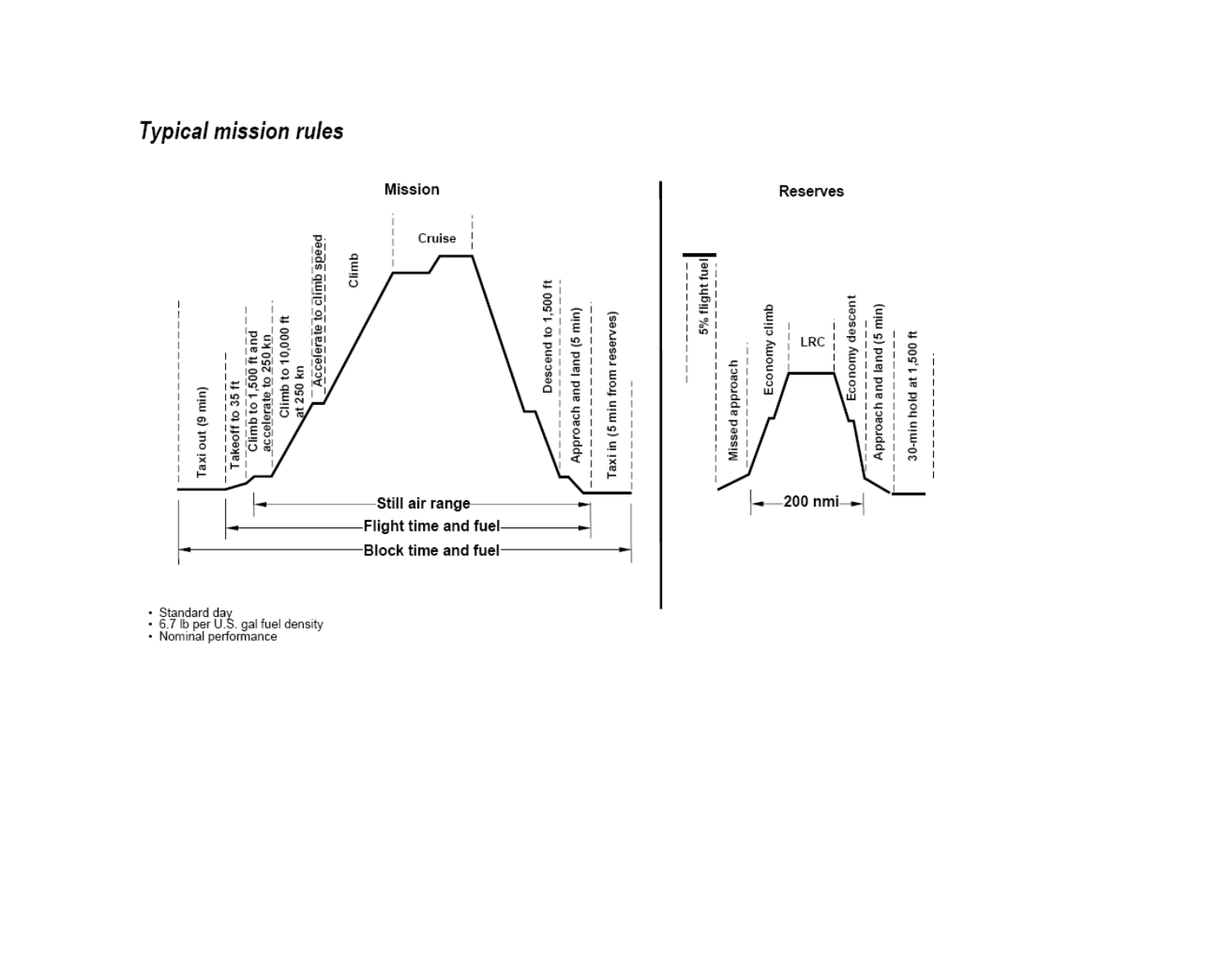## *Typical mission rules*

Mission

Taxi out (9 min)

Takeoff to 35 ft

Climb to 1,500 ft and accelerate to 250 kn

Climb to 10,000 ft at 250 kn

Accelerate to climb speed

Climb

Cruise

Descend to 1,500 ft

Approach and land (5 min)

Taxi in (5 min from reserves)

Still air range

Flight time and fuel

Block time and fuel

Reserves

5% flight fuel

Missed approach

Economy climb

LRC

Economy descent

Approach and land (5 min)

30-min hold at 1,500 ft

200 nmi

- Standard day
- 6.7 lb per U.S. gal fuel density
- Nominal performance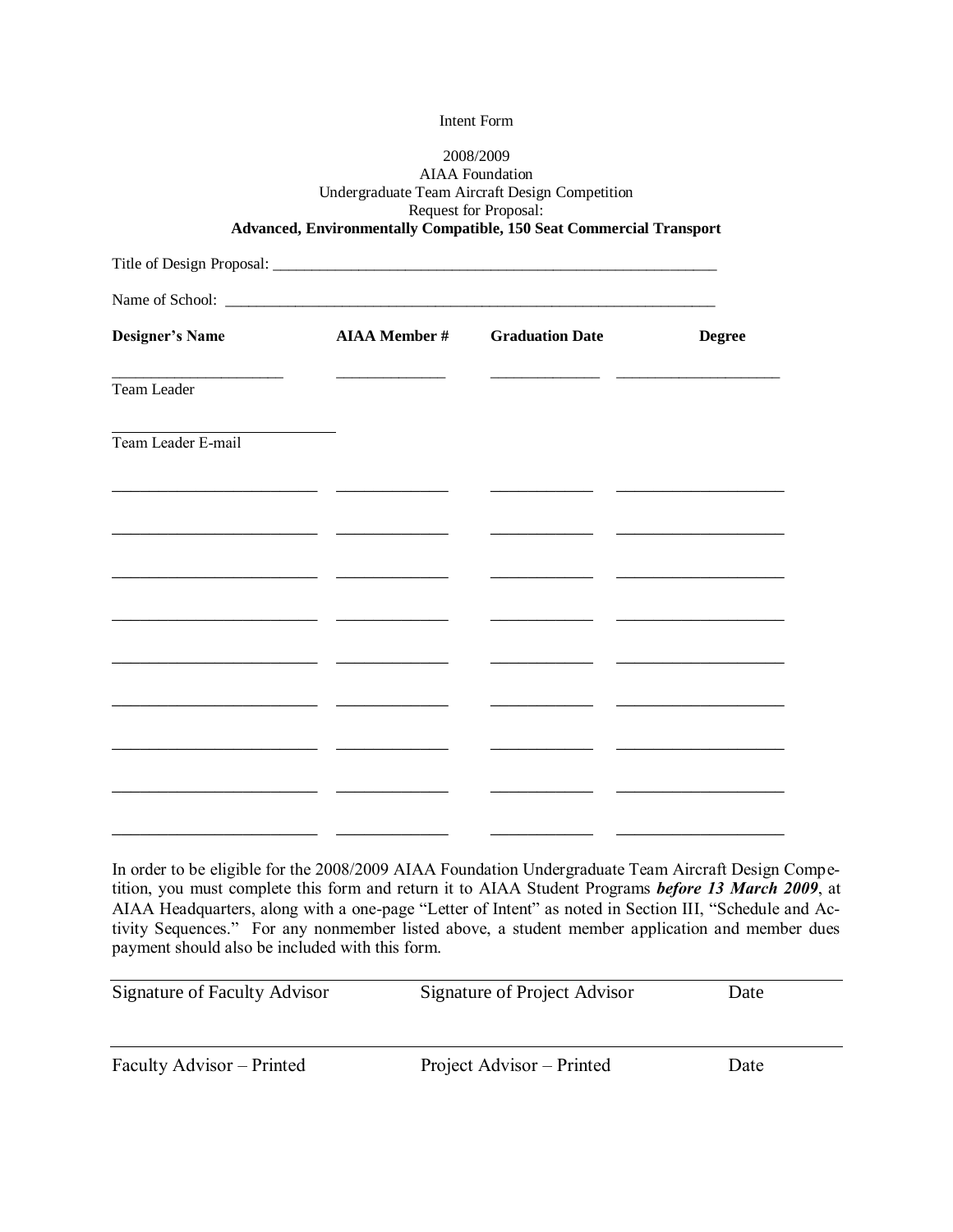Intent Form

2008/2009
AIAA Foundation
Undergraduate Team Aircraft Design Competition
Request for Proposal:
**Advanced, Environmentally Compatible, 150 Seat Commercial Transport**

Title of Design Proposal: ___________________________________________________________

Name of School: ___________________________________________________________________

| Designer's Name | AIAA Member # | Graduation Date | Degree |
|---|---|---|---|
| ______________________<br>Team Leader | ______________ | ______________ | ______________________ |
| ____________________________<br>Team Leader E-mail | | | |
| __________________________ | ______________ | ____________ | _____________________ |
| __________________________ | ______________ | ____________ | _____________________ |
| __________________________ | ______________ | ____________ | _____________________ |
| __________________________ | ______________ | ____________ | _____________________ |
| __________________________ | ______________ | ____________ | _____________________ |
| __________________________ | ______________ | ____________ | _____________________ |
| __________________________ | ______________ | ____________ | _____________________ |
| __________________________ | ______________ | ____________ | _____________________ |
| __________________________ | ______________ | ____________ | _____________________ |

In order to be eligible for the 2008/2009 AIAA Foundation Undergraduate Team Aircraft Design Competition, you must complete this form and return it to AIAA Student Programs ***before 13 March 2009***, at AIAA Headquarters, along with a one-page "Letter of Intent" as noted in Section III, "Schedule and Activity Sequences." For any nonmember listed above, a student member application and member dues payment should also be included with this form.

| Signature of Faculty Advisor | Signature of Project Advisor | Date |
|---|---|---|
| Faculty Advisor – Printed | Project Advisor – Printed | Date |